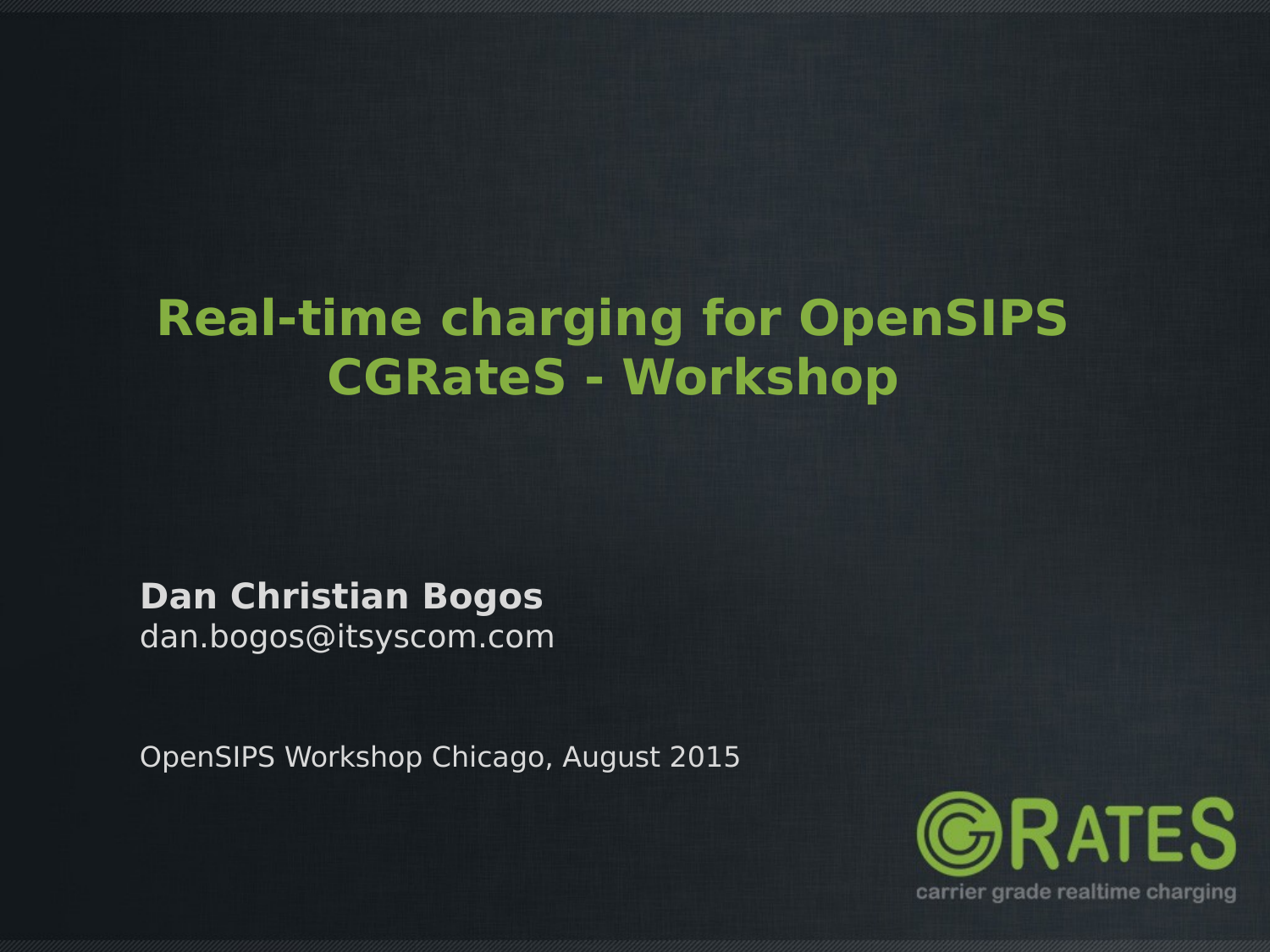# Real-time charging for OpenSIPS CGRateS - Workshop

**Dan Christian Bogos**
dan.bogos@itsyscom.com

OpenSIPS Workshop Chicago, August 2015

CGRATES
carrier grade realtime charging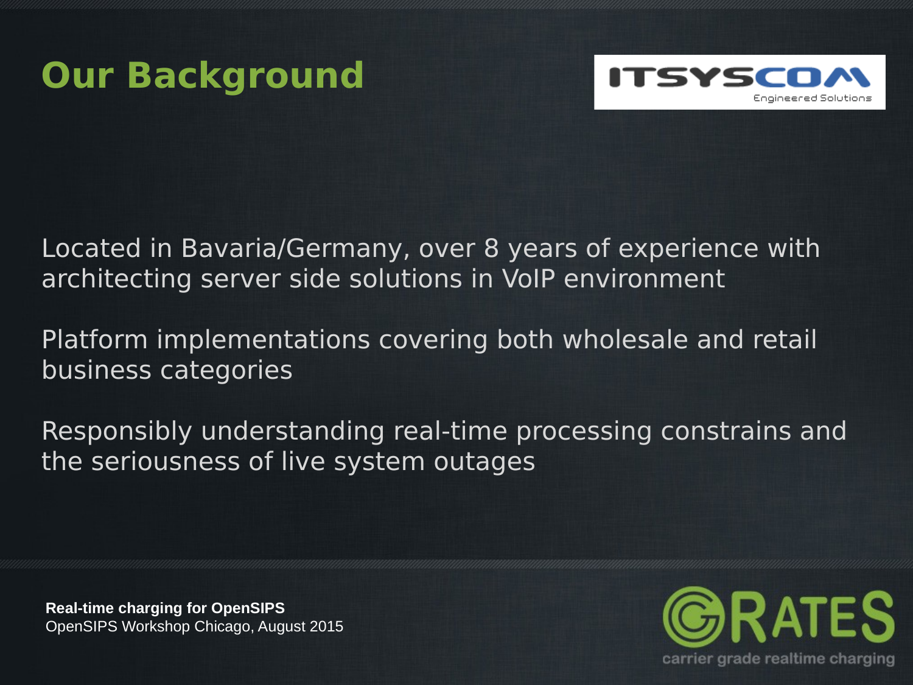# Our Background

Located in Bavaria/Germany, over 8 years of experience with architecting server side solutions in VoIP environment

Platform implementations covering both wholesale and retail business categories

Responsibly understanding real-time processing constrains and the seriousness of live system outages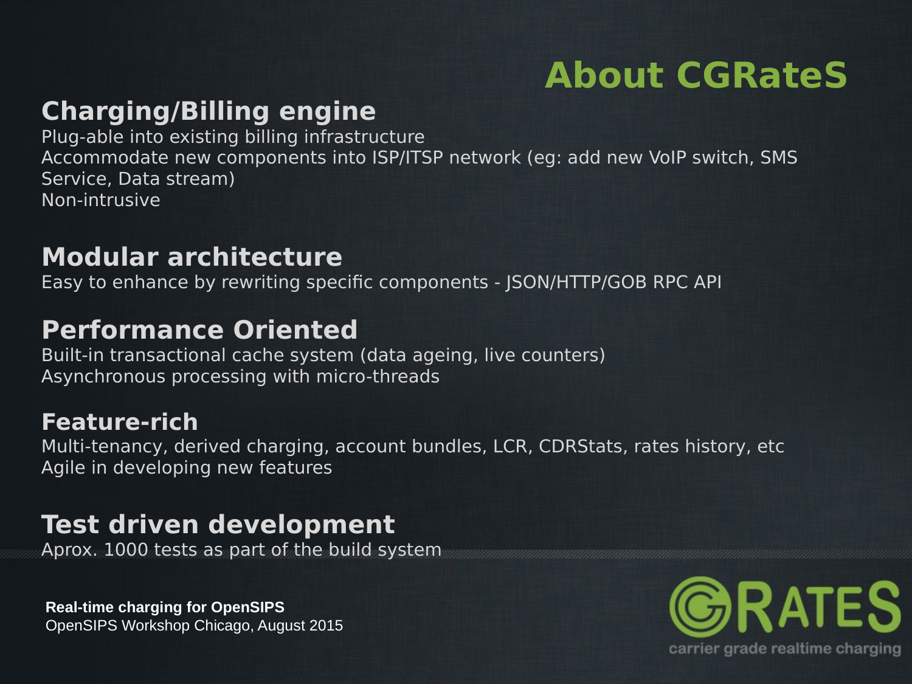# About CGRateS

## Charging/Billing engine

Plug-able into existing billing infrastructure
Accommodate new components into ISP/ITSP network (eg: add new VoIP switch, SMS Service, Data stream)
Non-intrusive

## Modular architecture

Easy to enhance by rewriting specific components - JSON/HTTP/GOB RPC API

## Performance Oriented

Built-in transactional cache system (data ageing, live counters)
Asynchronous processing with micro-threads

## Feature-rich

Multi-tenancy, derived charging, account bundles, LCR, CDRStats, rates history, etc
Agile in developing new features

## Test driven development

Aprox. 1000 tests as part of the build system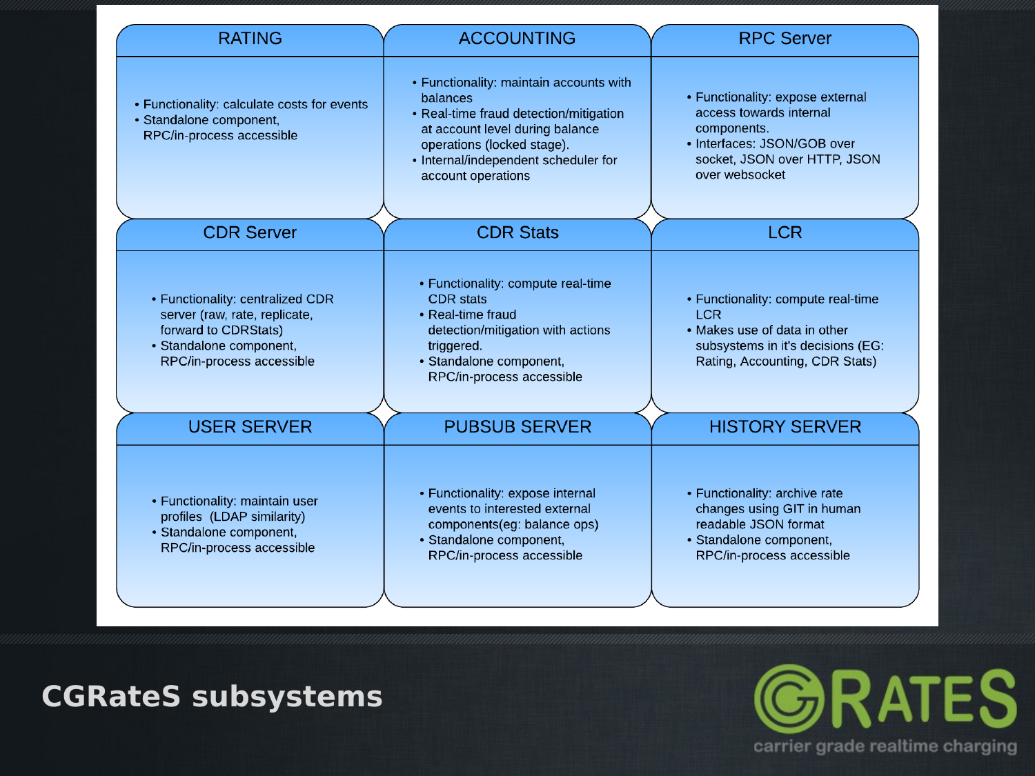# CGRateS subsystems

## RATING

- Functionality: calculate costs for events
- Standalone component, RPC/in-process accessible

## ACCOUNTING

- Functionality: maintain accounts with balances
- Real-time fraud detection/mitigation at account level during balance operations (locked stage).
- Internal/independent scheduler for account operations

## RPC Server

- Functionality: expose external access towards internal components.
- Interfaces: JSON/GOB over socket, JSON over HTTP, JSON over websocket

## CDR Server

- Functionality: centralized CDR server (raw, rate, replicate, forward to CDRStats)
- Standalone component, RPC/in-process accessible

## CDR Stats

- Functionality: compute real-time CDR stats
- Real-time fraud detection/mitigation with actions triggered.
- Standalone component, RPC/in-process accessible

## LCR

- Functionality: compute real-time LCR
- Makes use of data in other subsystems in it's decisions (EG: Rating, Accounting, CDR Stats)

## USER SERVER

- Functionality: maintain user profiles (LDAP similarity)
- Standalone component, RPC/in-process accessible

## PUBSUB SERVER

- Functionality: expose internal events to interested external components(eg: balance ops)
- Standalone component, RPC/in-process accessible

## HISTORY SERVER

- Functionality: archive rate changes using GIT in human readable JSON format
- Standalone component, RPC/in-process accessible

CGRATES
carrier grade realtime charging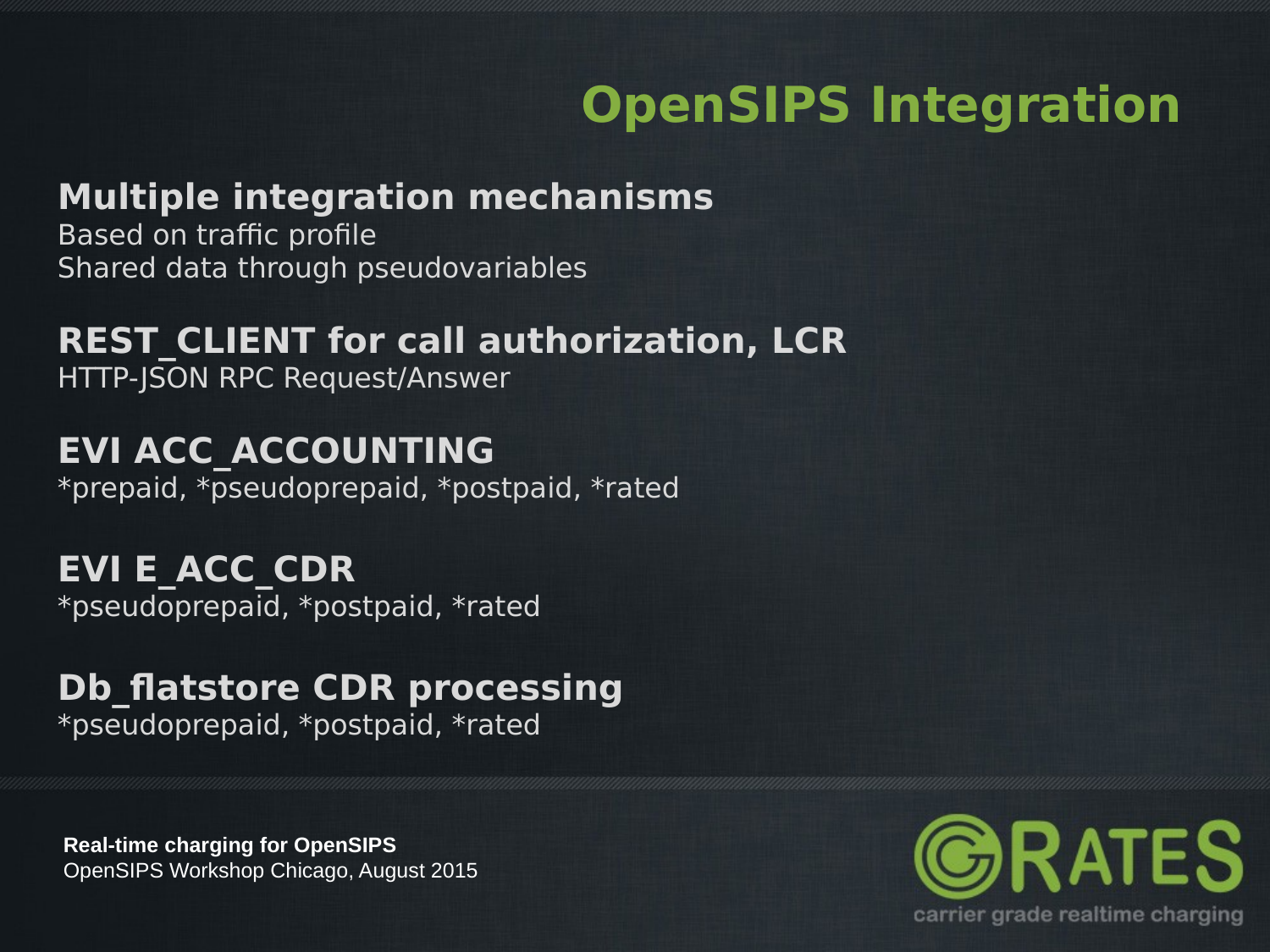# OpenSIPS Integration

**Multiple integration mechanisms**
Based on traffic profile
Shared data through pseudovariables

**REST_CLIENT for call authorization, LCR**
HTTP-JSON RPC Request/Answer

**EVI ACC_ACCOUNTING**
*prepaid, *pseudoprepaid, *postpaid, *rated

**EVI E_ACC_CDR**
*pseudoprepaid, *postpaid, *rated

**Db_flatstore CDR processing**
*pseudoprepaid, *postpaid, *rated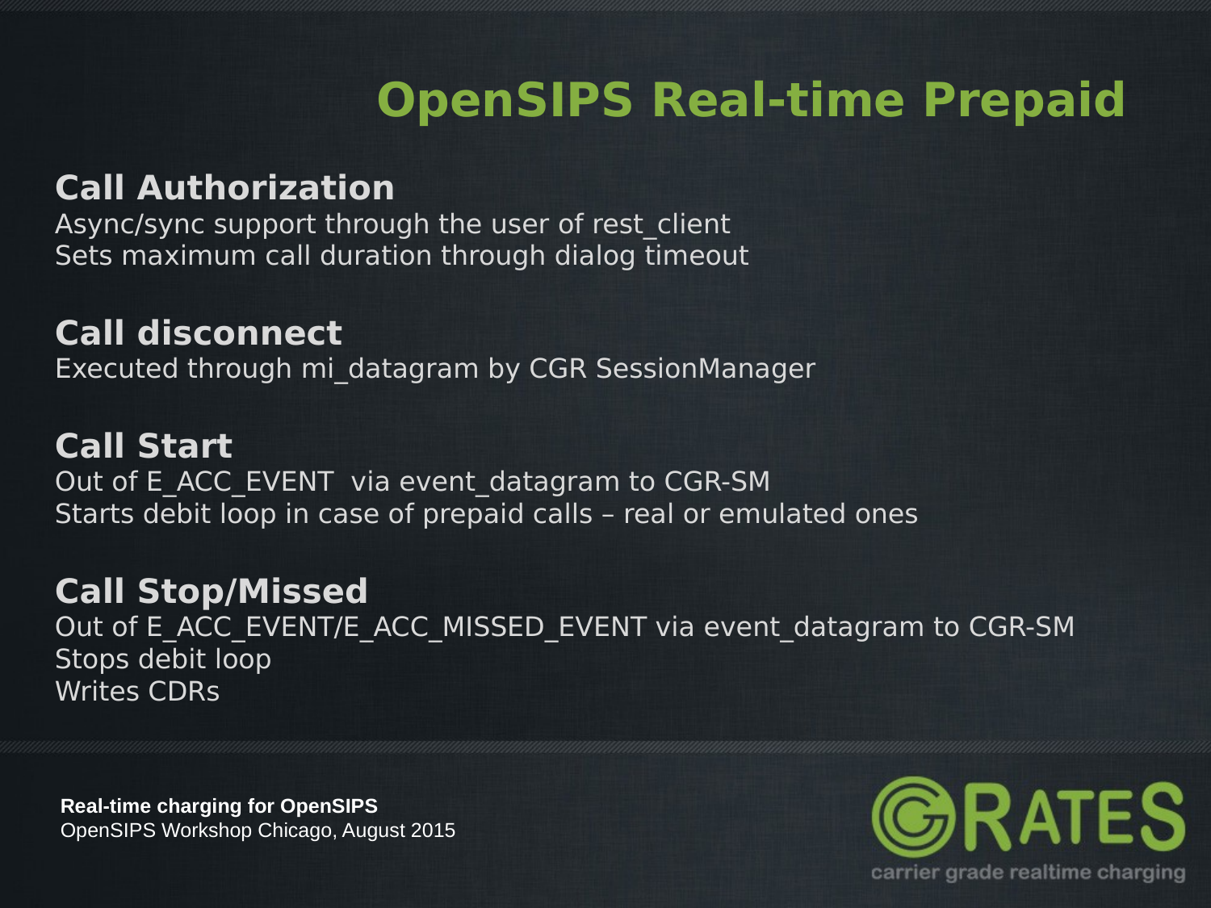# OpenSIPS Real-time Prepaid

## Call Authorization

Async/sync support through the user of rest_client
Sets maximum call duration through dialog timeout

## Call disconnect

Executed through mi_datagram by CGR SessionManager

## Call Start

Out of E_ACC_EVENT via event_datagram to CGR-SM
Starts debit loop in case of prepaid calls – real or emulated ones

## Call Stop/Missed

Out of E_ACC_EVENT/E_ACC_MISSED_EVENT via event_datagram to CGR-SM
Stops debit loop
Writes CDRs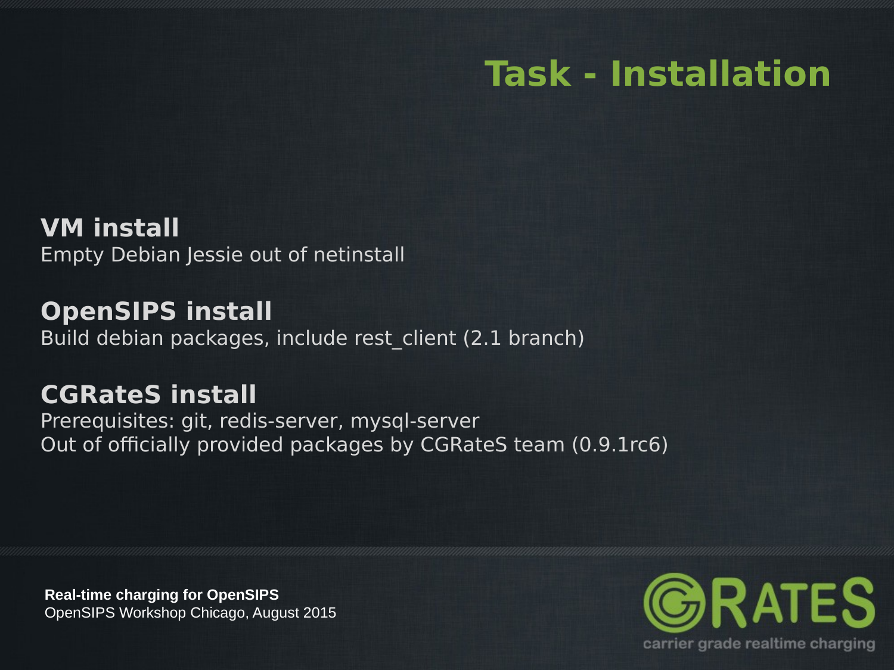# Task - Installation

**VM install**
Empty Debian Jessie out of netinstall

**OpenSIPS install**
Build debian packages, include rest_client (2.1 branch)

**CGRateS install**
Prerequisites: git, redis-server, mysql-server
Out of officially provided packages by CGRateS team (0.9.1rc6)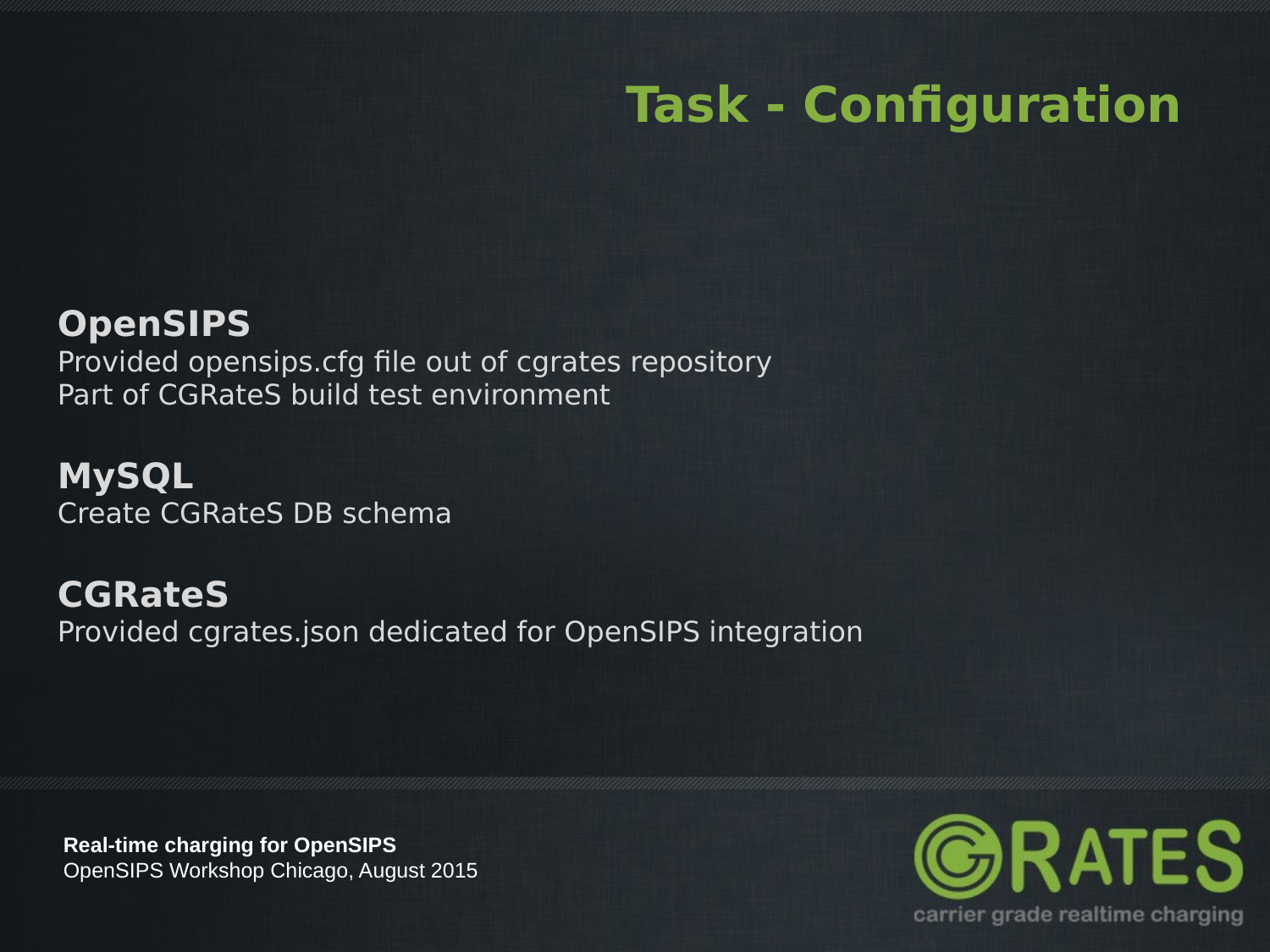# Task - Configuration

**OpenSIPS**

Provided opensips.cfg file out of cgrates repository
Part of CGRateS build test environment

**MySQL**

Create CGRateS DB schema

**CGRateS**

Provided cgrates.json dedicated for OpenSIPS integration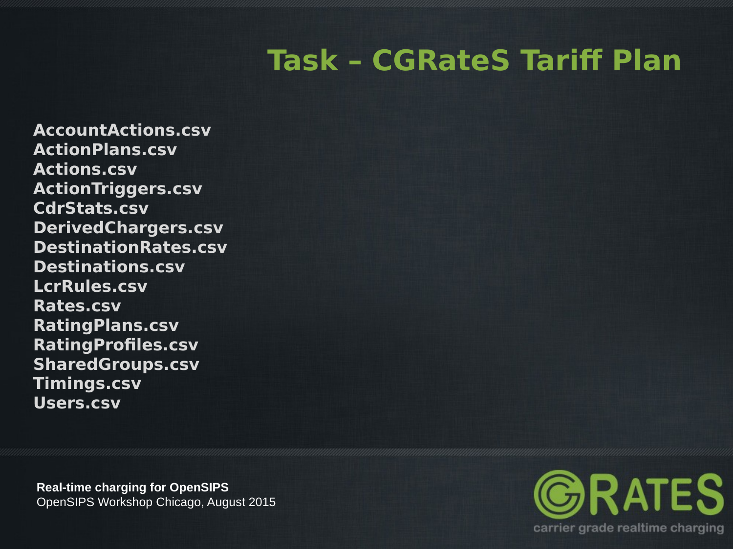# Task – CGRateS Tariff Plan

**AccountActions.csv**
**ActionPlans.csv**
**Actions.csv**
**ActionTriggers.csv**
**CdrStats.csv**
**DerivedChargers.csv**
**DestinationRates.csv**
**Destinations.csv**
**LcrRules.csv**
**Rates.csv**
**RatingPlans.csv**
**RatingProfiles.csv**
**SharedGroups.csv**
**Timings.csv**
**Users.csv**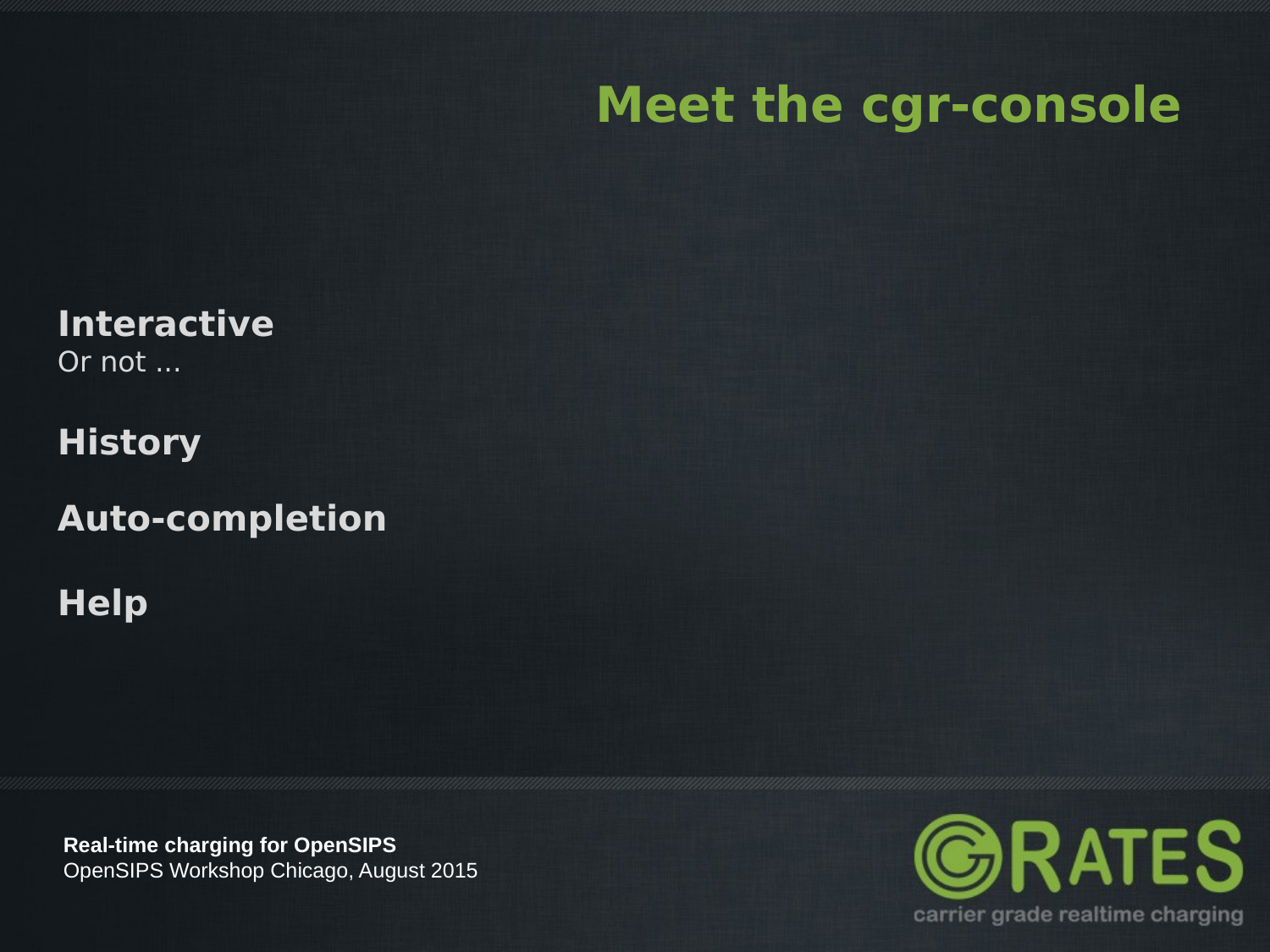# Meet the cgr-console

**Interactive**
Or not ...

**History**

**Auto-completion**

**Help**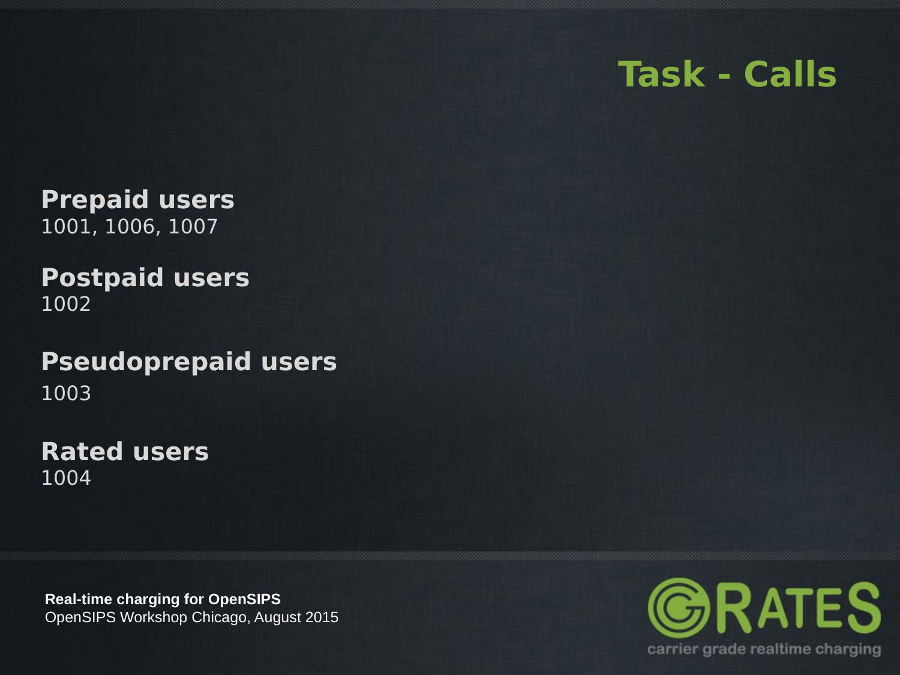# Task - Calls

**Prepaid users**
1001, 1006, 1007

**Postpaid users**
1002

**Pseudoprepaid users**
1003

**Rated users**
1004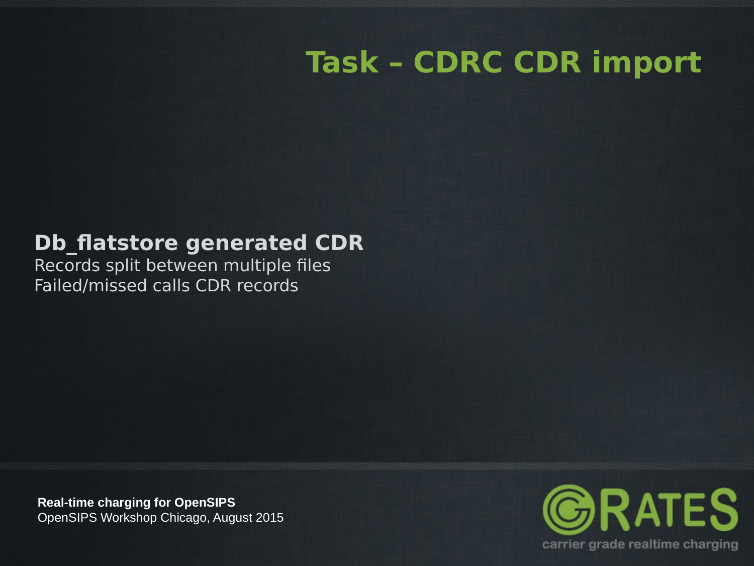# Task – CDRC CDR import

**Db_flatstore generated CDR**

Records split between multiple files

Failed/missed calls CDR records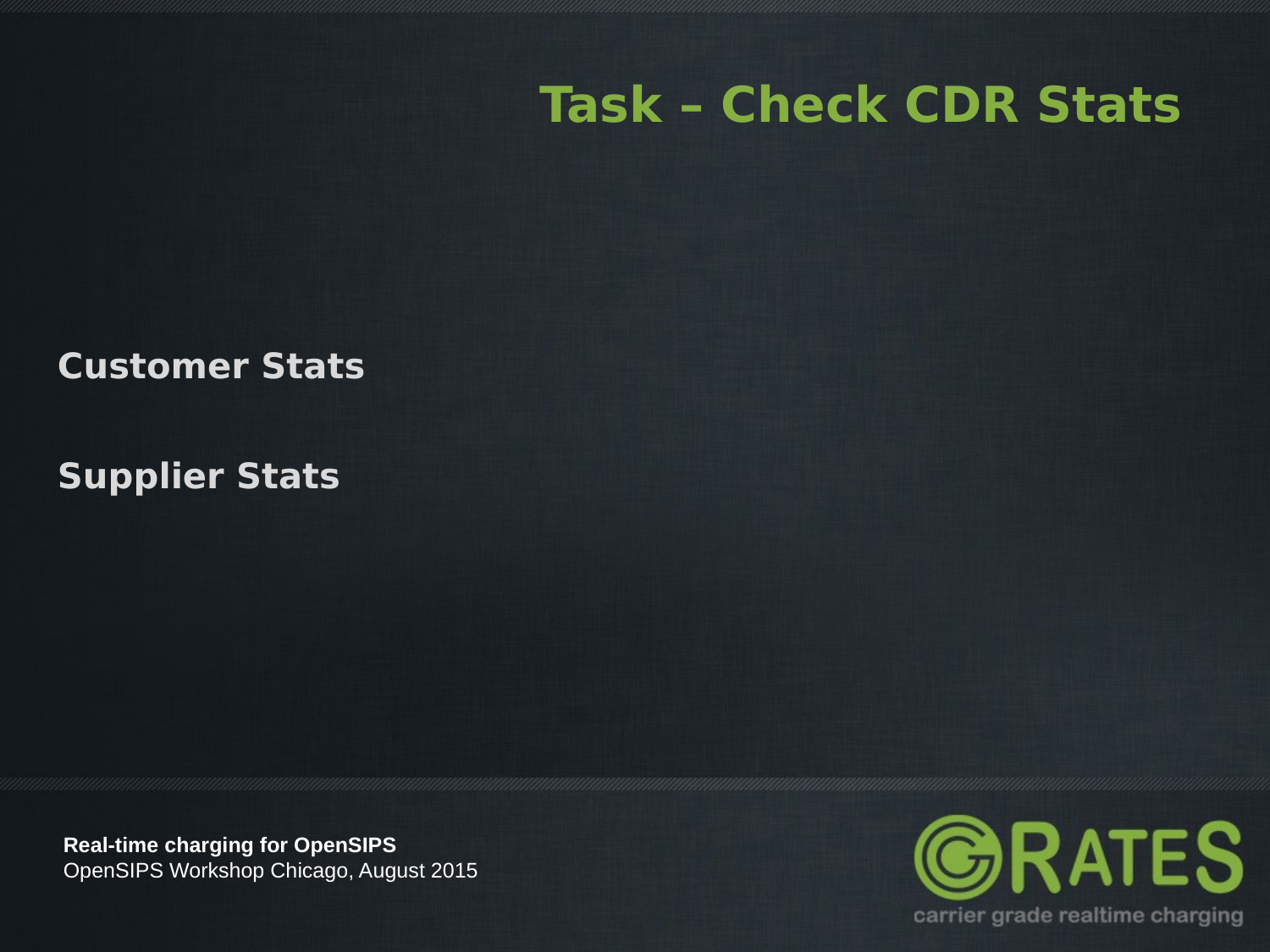# Task – Check CDR Stats

**Customer Stats**

**Supplier Stats**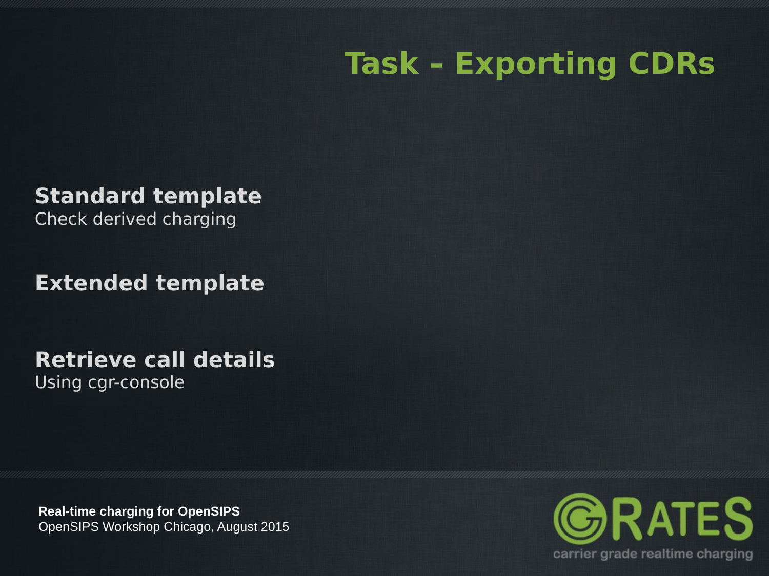# Task – Exporting CDRs

**Standard template**
Check derived charging

**Extended template**

**Retrieve call details**
Using cgr-console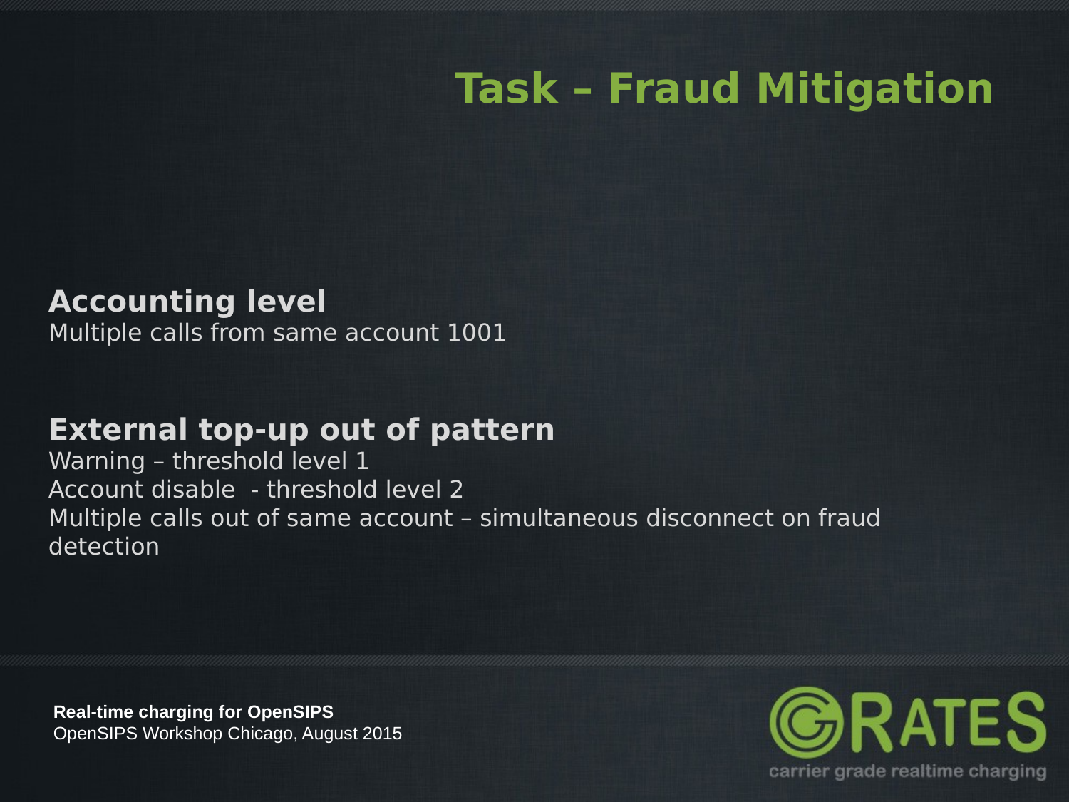# Task – Fraud Mitigation

**Accounting level**

Multiple calls from same account 1001

**External top-up out of pattern**

Warning – threshold level 1

Account disable  - threshold level 2

Multiple calls out of same account – simultaneous disconnect on fraud detection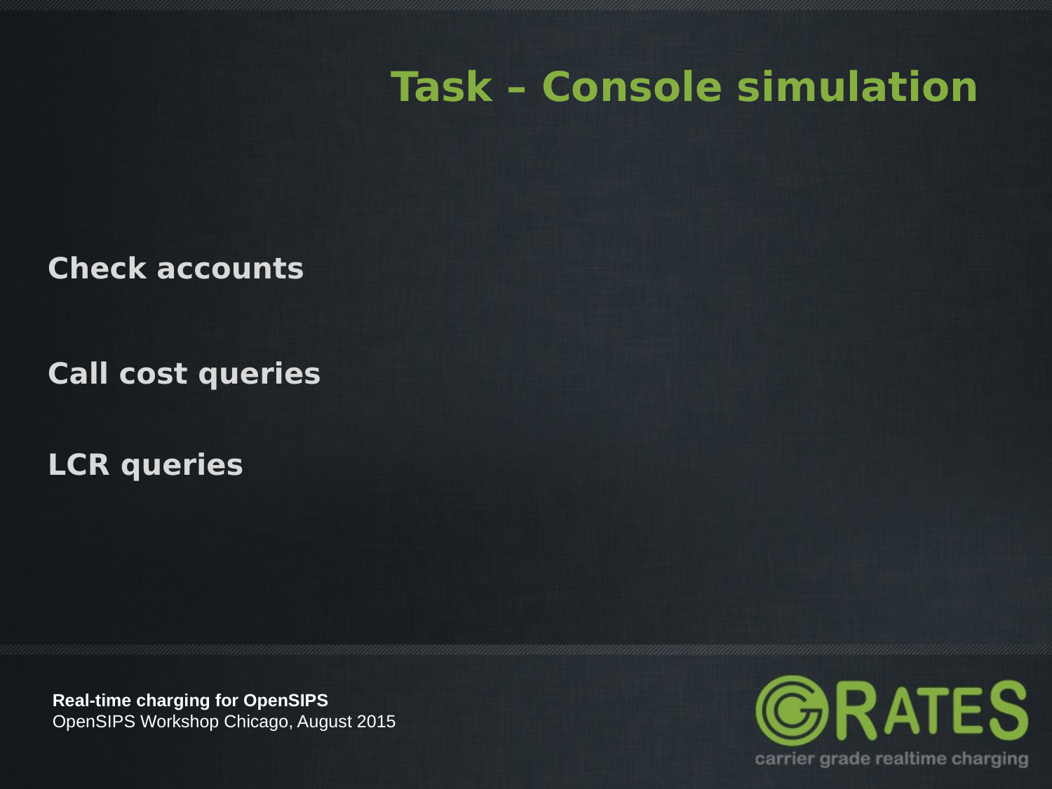# Task – Console simulation

**Check accounts**

**Call cost queries**

**LCR queries**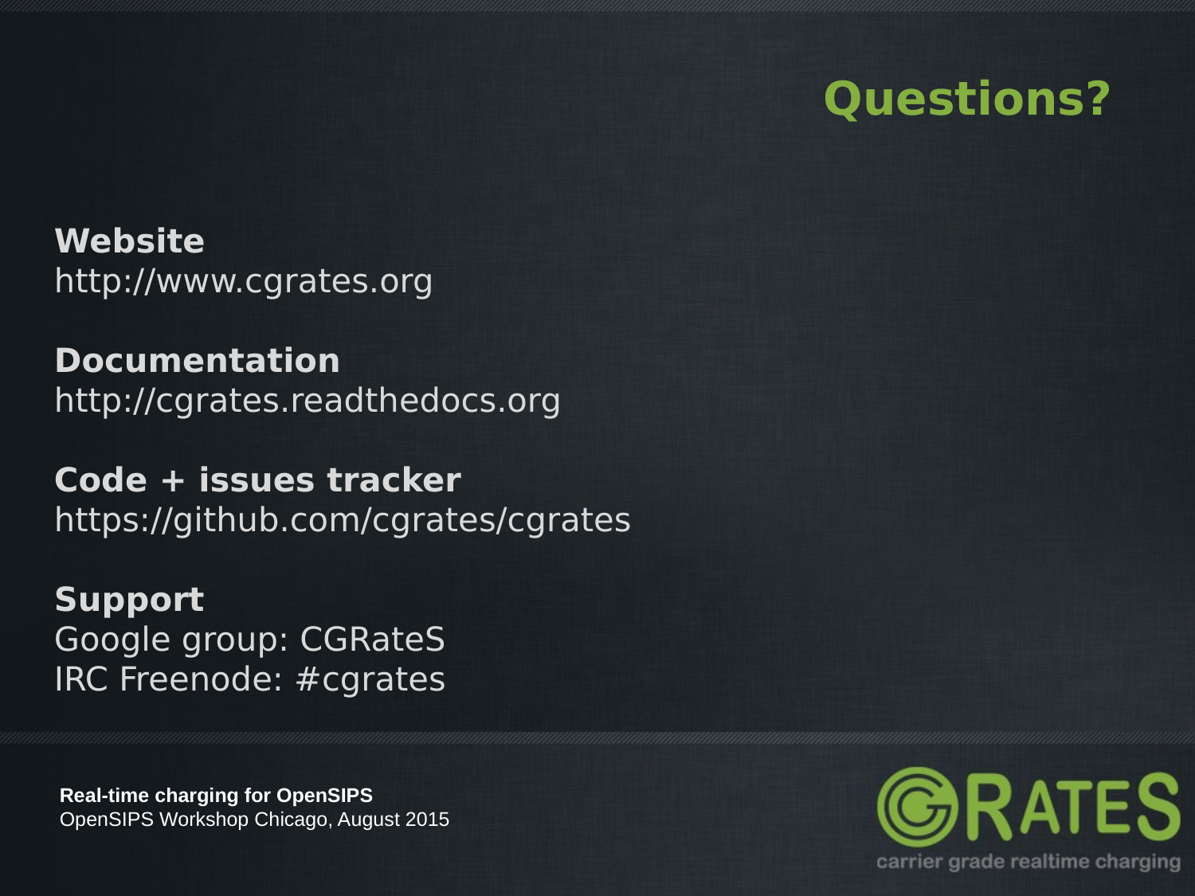# Questions?

**Website**
http://www.cgrates.org

**Documentation**
http://cgrates.readthedocs.org

**Code + issues tracker**
https://github.com/cgrates/cgrates

**Support**
Google group: CGRateS
IRC Freenode: #cgrates